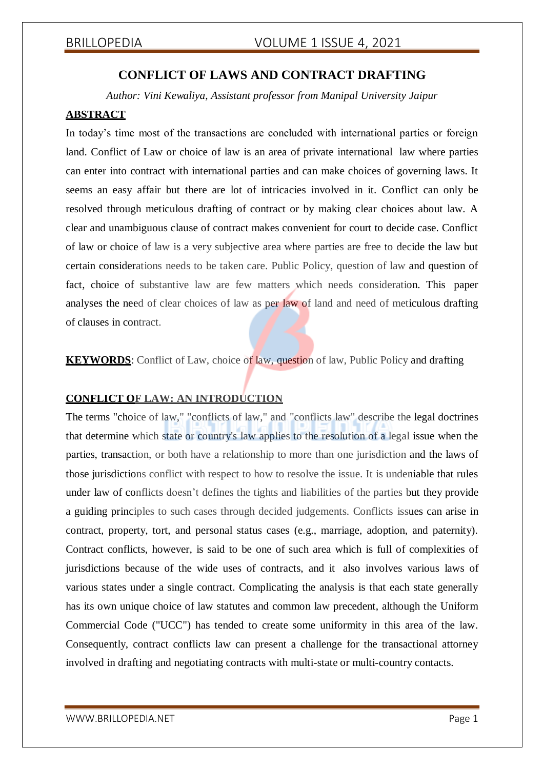# CONFLICT OF LAWS AND CONTRACT DRAFTING

*Author: Vini Kewaliya, Assistant professor from Manipal University Jaipur*

## ABSTRACT

In today's time most of the transactions are concluded with international parties or foreign land. Conflict of Law or choice of law is an area of private international law where parties can enter into contract with international parties and can make choices of governing laws. It seems an easy affair but there are lot of intricacies involved in it. Conflict can only be resolved through meticulous drafting of contract or by making clear choices about law. A clear and unambiguous clause of contract makes convenient for court to decide case. Conflict of law or choice of law is a very subjective area where parties are free to decide the law but certain considerations needs to be taken care. Public Policy, question of law and question of fact, choice of substantive law are few matters which needs consideration. This paper analyses the need of clear choices of law as per law of land and need of meticulous drafting of clauses in contract.

**KEYWORDS**: Conflict of Law, choice of law, question of law, Public Policy and drafting

## CONFLICT OF LAW: AN INTRODUCTION

The terms "choice of law," "conflicts of law," and "conflicts law" describe the legal doctrines that determine which state or country's law applies to the resolution of a legal issue when the parties, transaction, or both have a relationship to more than one jurisdiction and the laws of those jurisdictions conflict with respect to how to resolve the issue. It is undeniable that rules under law of conflicts doesn't defines the tights and liabilities of the parties but they provide a guiding principles to such cases through decided judgements. Conflicts issues can arise in contract, property, tort, and personal status cases (e.g., marriage, adoption, and paternity). Contract conflicts, however, is said to be one of such area which is full of complexities of jurisdictions because of the wide uses of contracts, and it also involves various laws of various states under a single contract. Complicating the analysis is that each state generally has its own unique choice of law statutes and common law precedent, although the Uniform Commercial Code ("UCC") has tended to create some uniformity in this area of the law. Consequently, contract conflicts law can present a challenge for the transactional attorney involved in drafting and negotiating contracts with multi-state or multi-country contacts.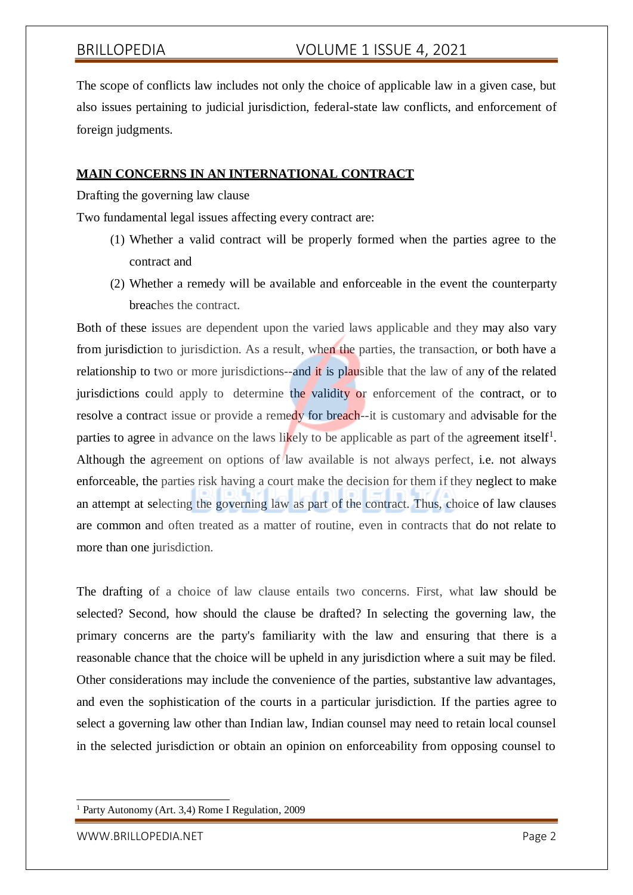The scope of conflicts law includes not only the choice of applicable law in a given case, but also issues pertaining to judicial jurisdiction, federal-state law conflicts, and enforcement of foreign judgments.

## MAIN CONCERNS IN AN INTERNATIONAL CONTRACT

Drafting the governing law clause

Two fundamental legal issues affecting every contract are:

(1) Whether a valid contract will be properly formed when the parties agree to the contract and

(2) Whether a remedy will be available and enforceable in the event the counterparty breaches the contract.

Both of these issues are dependent upon the varied laws applicable and they may also vary from jurisdiction to jurisdiction. As a result, when the parties, the transaction, or both have a relationship to two or more jurisdictions--and it is plausible that the law of any of the related jurisdictions could apply to determine the validity or enforcement of the contract, or to resolve a contract issue or provide a remedy for breach--it is customary and advisable for the parties to agree in advance on the laws likely to be applicable as part of the agreement itself[1]. Although the agreement on options of law available is not always perfect, i.e. not always enforceable, the parties risk having a court make the decision for them if they neglect to make an attempt at selecting the governing law as part of the contract. Thus, choice of law clauses are common and often treated as a matter of routine, even in contracts that do not relate to more than one jurisdiction.

The drafting of a choice of law clause entails two concerns. First, what law should be selected? Second, how should the clause be drafted? In selecting the governing law, the primary concerns are the party's familiarity with the law and ensuring that there is a reasonable chance that the choice will be upheld in any jurisdiction where a suit may be filed. Other considerations may include the convenience of the parties, substantive law advantages, and even the sophistication of the courts in a particular jurisdiction. If the parties agree to select a governing law other than Indian law, Indian counsel may need to retain local counsel in the selected jurisdiction or obtain an opinion on enforceability from opposing counsel to

---

[1] Party Autonomy (Art. 3,4) Rome I Regulation, 2009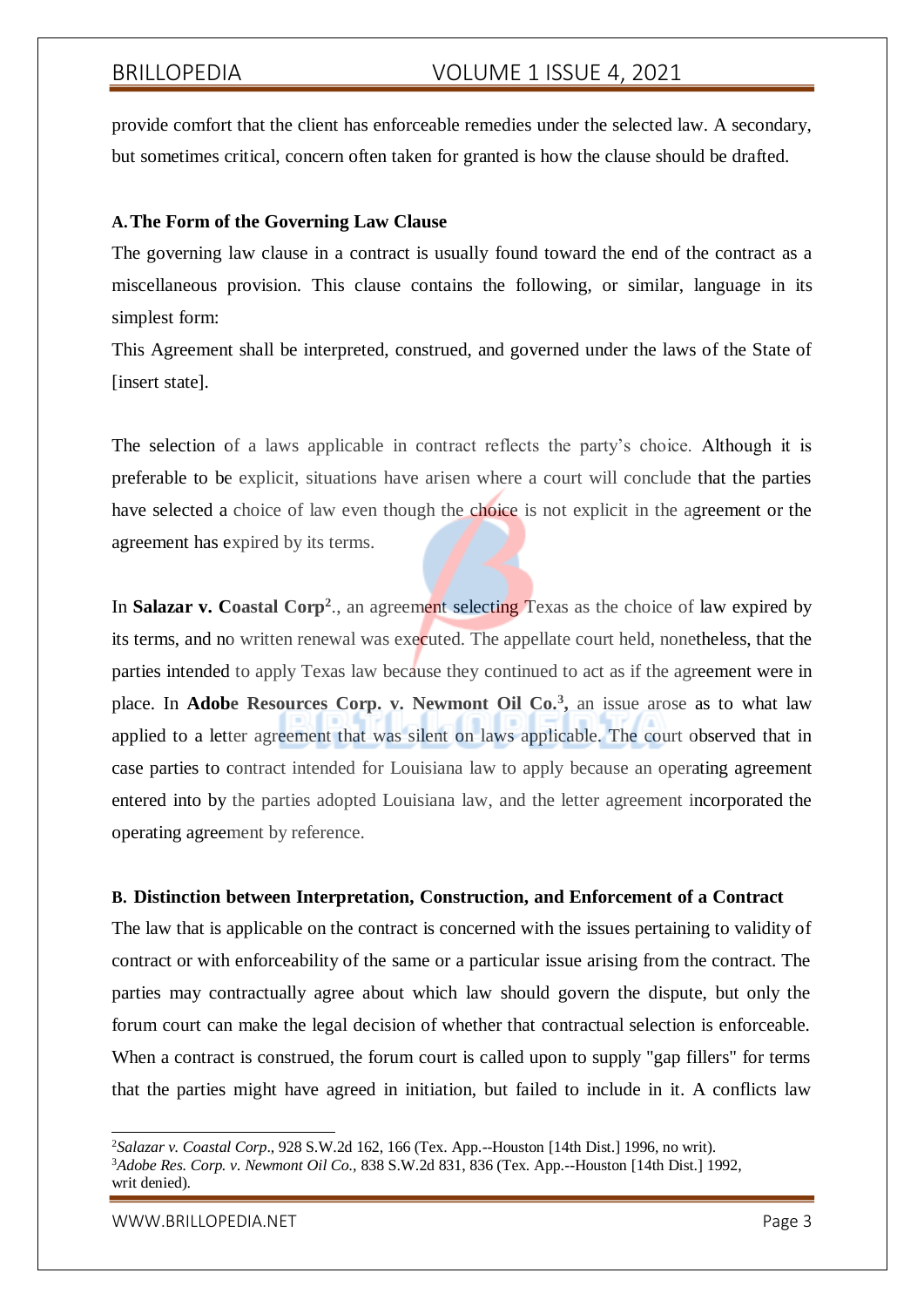provide comfort that the client has enforceable remedies under the selected law. A secondary, but sometimes critical, concern often taken for granted is how the clause should be drafted.

### A. The Form of the Governing Law Clause

The governing law clause in a contract is usually found toward the end of the contract as a miscellaneous provision. This clause contains the following, or similar, language in its simplest form:

This Agreement shall be interpreted, construed, and governed under the laws of the State of [insert state].

The selection of a laws applicable in contract reflects the party's choice. Although it is preferable to be explicit, situations have arisen where a court will conclude that the parties have selected a choice of law even though the choice is not explicit in the agreement or the agreement has expired by its terms.

In **Salazar v. Coastal Corp**[2]., an agreement selecting Texas as the choice of law expired by its terms, and no written renewal was executed. The appellate court held, nonetheless, that the parties intended to apply Texas law because they continued to act as if the agreement were in place. In **Adobe Resources Corp. v. Newmont Oil Co.**[3], an issue arose as to what law applied to a letter agreement that was silent on laws applicable. The court observed that in case parties to contract intended for Louisiana law to apply because an operating agreement entered into by the parties adopted Louisiana law, and the letter agreement incorporated the operating agreement by reference.

### B. Distinction between Interpretation, Construction, and Enforcement of a Contract

The law that is applicable on the contract is concerned with the issues pertaining to validity of contract or with enforceability of the same or a particular issue arising from the contract. The parties may contractually agree about which law should govern the dispute, but only the forum court can make the legal decision of whether that contractual selection is enforceable. When a contract is construed, the forum court is called upon to supply "gap fillers" for terms that the parties might have agreed in initiation, but failed to include in it. A conflicts law

---

[2] *Salazar v. Coastal Corp.*, 928 S.W.2d 162, 166 (Tex. App.--Houston [14th Dist.] 1996, no writ).

[3] *Adobe Res. Corp. v. Newmont Oil Co.*, 838 S.W.2d 831, 836 (Tex. App.--Houston [14th Dist.] 1992, writ denied).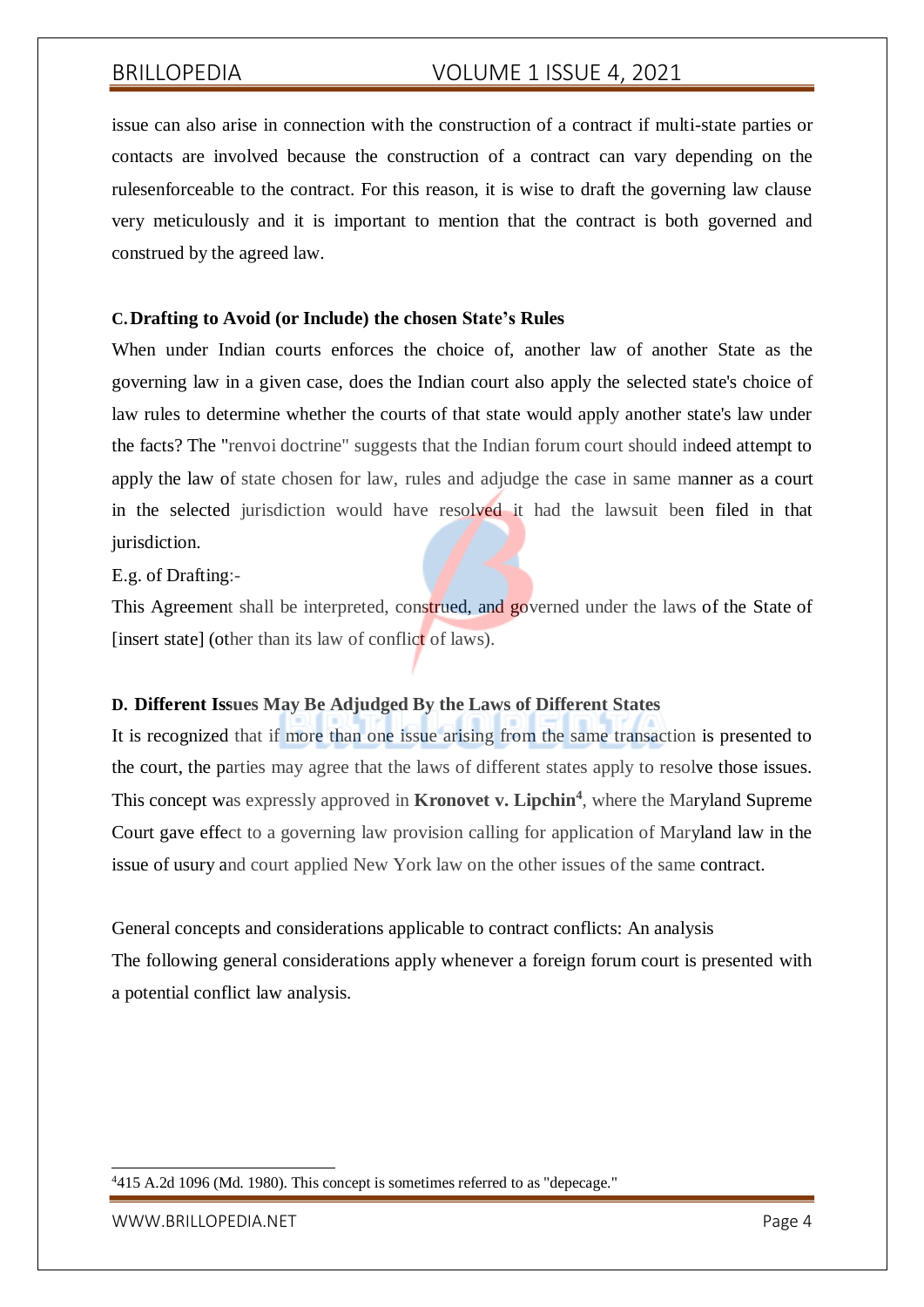issue can also arise in connection with the construction of a contract if multi-state parties or contacts are involved because the construction of a contract can vary depending on the rulesenforceable to the contract. For this reason, it is wise to draft the governing law clause very meticulously and it is important to mention that the contract is both governed and construed by the agreed law.

### C. Drafting to Avoid (or Include) the chosen State's Rules

When under Indian courts enforces the choice of, another law of another State as the governing law in a given case, does the Indian court also apply the selected state's choice of law rules to determine whether the courts of that state would apply another state's law under the facts? The "renvoi doctrine" suggests that the Indian forum court should indeed attempt to apply the law of state chosen for law, rules and adjudge the case in same manner as a court in the selected jurisdiction would have resolved it had the lawsuit been filed in that jurisdiction.

E.g. of Drafting:-

This Agreement shall be interpreted, construed, and governed under the laws of the State of [insert state] (other than its law of conflict of laws).

### D. Different Issues May Be Adjudged By the Laws of Different States

It is recognized that if more than one issue arising from the same transaction is presented to the court, the parties may agree that the laws of different states apply to resolve those issues. This concept was expressly approved in **Kronovet v. Lipchin**[4], where the Maryland Supreme Court gave effect to a governing law provision calling for application of Maryland law in the issue of usury and court applied New York law on the other issues of the same contract.

General concepts and considerations applicable to contract conflicts: An analysis

The following general considerations apply whenever a foreign forum court is presented with a potential conflict law analysis.

---

[4] 415 A.2d 1096 (Md. 1980). This concept is sometimes referred to as "depecage."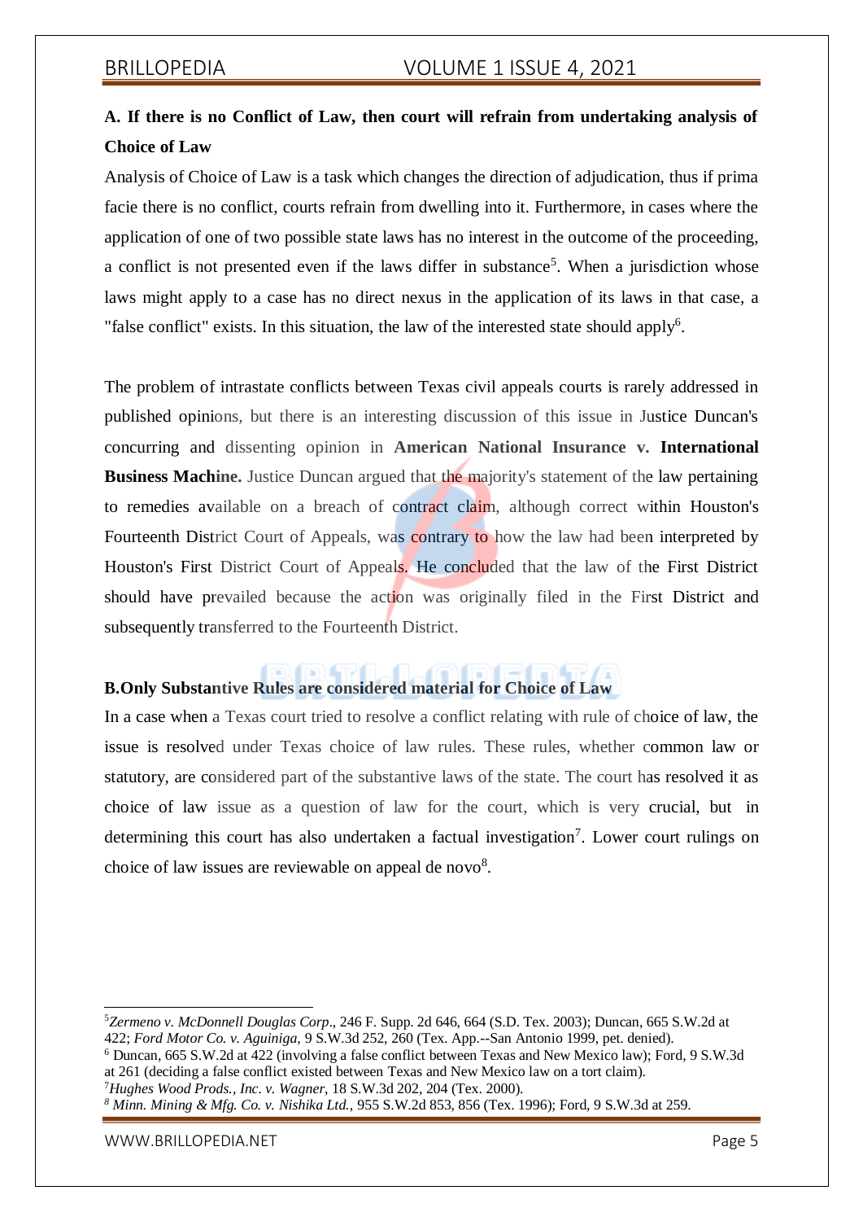### A. If there is no Conflict of Law, then court will refrain from undertaking analysis of Choice of Law

Analysis of Choice of Law is a task which changes the direction of adjudication, thus if prima facie there is no conflict, courts refrain from dwelling into it. Furthermore, in cases where the application of one of two possible state laws has no interest in the outcome of the proceeding, a conflict is not presented even if the laws differ in substance[5]. When a jurisdiction whose laws might apply to a case has no direct nexus in the application of its laws in that case, a "false conflict" exists. In this situation, the law of the interested state should apply[6].

The problem of intrastate conflicts between Texas civil appeals courts is rarely addressed in published opinions, but there is an interesting discussion of this issue in Justice Duncan's concurring and dissenting opinion in **American National Insurance v. International Business Machine.** Justice Duncan argued that the majority's statement of the law pertaining to remedies available on a breach of contract claim, although correct within Houston's Fourteenth District Court of Appeals, was contrary to how the law had been interpreted by Houston's First District Court of Appeals. He concluded that the law of the First District should have prevailed because the action was originally filed in the First District and subsequently transferred to the Fourteenth District.

### B. Only Substantive Rules are considered material for Choice of Law

In a case when a Texas court tried to resolve a conflict relating with rule of choice of law, the issue is resolved under Texas choice of law rules. These rules, whether common law or statutory, are considered part of the substantive laws of the state. The court has resolved it as choice of law issue as a question of law for the court, which is very crucial, but in determining this court has also undertaken a factual investigation[7]. Lower court rulings on choice of law issues are reviewable on appeal de novo[8].

---

[5] *Zermeno v. McDonnell Douglas Corp*., 246 F. Supp. 2d 646, 664 (S.D. Tex. 2003); Duncan, 665 S.W.2d at 422; *Ford Motor Co. v. Aguiniga,* 9 S.W.3d 252, 260 (Tex. App.--San Antonio 1999, pet. denied).

[6] Duncan, 665 S.W.2d at 422 (involving a false conflict between Texas and New Mexico law); Ford, 9 S.W.3d at 261 (deciding a false conflict existed between Texas and New Mexico law on a tort claim).

[7] *Hughes Wood Prods., Inc. v. Wagner*, 18 S.W.3d 202, 204 (Tex. 2000).

[8] *Minn. Mining & Mfg. Co. v. Nishika Ltd.,* 955 S.W.2d 853, 856 (Tex. 1996); Ford, 9 S.W.3d at 259.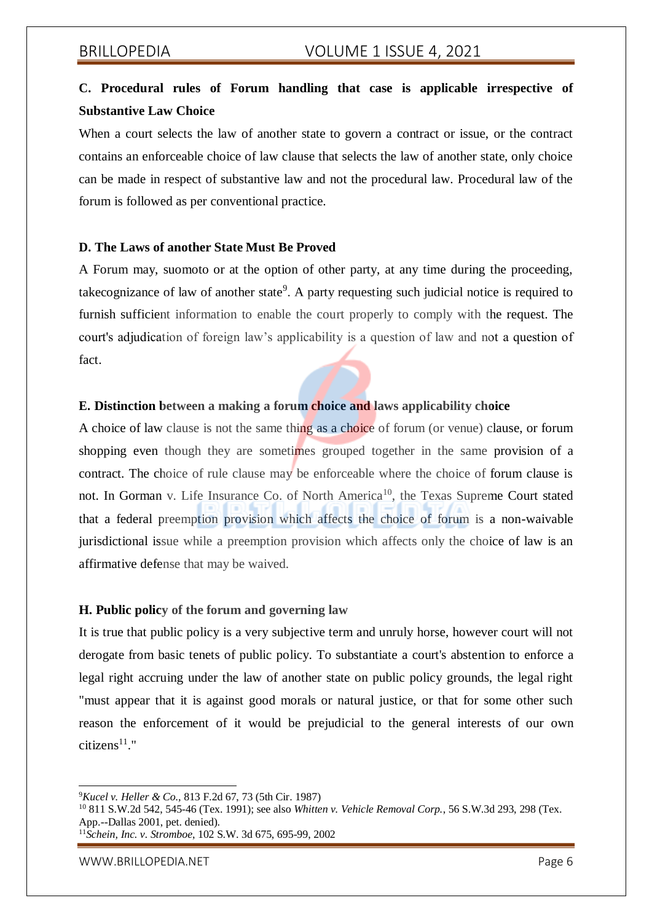**C. Procedural rules of Forum handling that case is applicable irrespective of Substantive Law Choice**

When a court selects the law of another state to govern a contract or issue, or the contract contains an enforceable choice of law clause that selects the law of another state, only choice can be made in respect of substantive law and not the procedural law. Procedural law of the forum is followed as per conventional practice.

**D. The Laws of another State Must Be Proved**

A Forum may, suomoto or at the option of other party, at any time during the proceeding, takecognizance of law of another state[9]. A party requesting such judicial notice is required to furnish sufficient information to enable the court properly to comply with the request. The court's adjudication of foreign law's applicability is a question of law and not a question of fact.

**E. Distinction between a making a forum choice and laws applicability choice**

A choice of law clause is not the same thing as a choice of forum (or venue) clause, or forum shopping even though they are sometimes grouped together in the same provision of a contract. The choice of rule clause may be enforceable where the choice of forum clause is not. In Gorman v. Life Insurance Co. of North America[10], the Texas Supreme Court stated that a federal preemption provision which affects the choice of forum is a non-waivable jurisdictional issue while a preemption provision which affects only the choice of law is an affirmative defense that may be waived.

**H. Public policy of the forum and governing law**

It is true that public policy is a very subjective term and unruly horse, however court will not derogate from basic tenets of public policy. To substantiate a court's abstention to enforce a legal right accruing under the law of another state on public policy grounds, the legal right "must appear that it is against good morals or natural justice, or that for some other such reason the enforcement of it would be prejudicial to the general interests of our own citizens[11]."

---

[9] *Kucel v. Heller & Co.*, 813 F.2d 67, 73 (5th Cir. 1987)

[10] 811 S.W.2d 542, 545-46 (Tex. 1991); see also *Whitten v. Vehicle Removal Corp.*, 56 S.W.3d 293, 298 (Tex. App.--Dallas 2001, pet. denied).

[11] *Schein, Inc. v. Stromboe*, 102 S.W. 3d 675, 695-99, 2002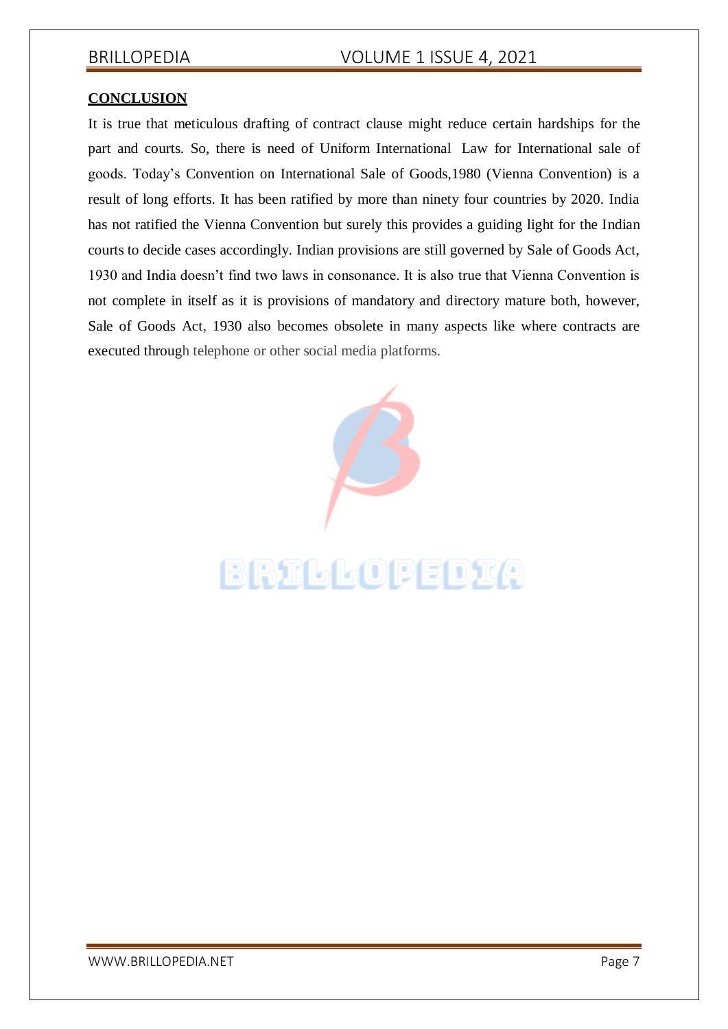## CONCLUSION

It is true that meticulous drafting of contract clause might reduce certain hardships for the part and courts. So, there is need of Uniform International Law for International sale of goods. Today's Convention on International Sale of Goods,1980 (Vienna Convention) is a result of long efforts. It has been ratified by more than ninety four countries by 2020. India has not ratified the Vienna Convention but surely this provides a guiding light for the Indian courts to decide cases accordingly. Indian provisions are still governed by Sale of Goods Act, 1930 and India doesn't find two laws in consonance. It is also true that Vienna Convention is not complete in itself as it is provisions of mandatory and directory mature both, however, Sale of Goods Act, 1930 also becomes obsolete in many aspects like where contracts are executed through telephone or other social media platforms.